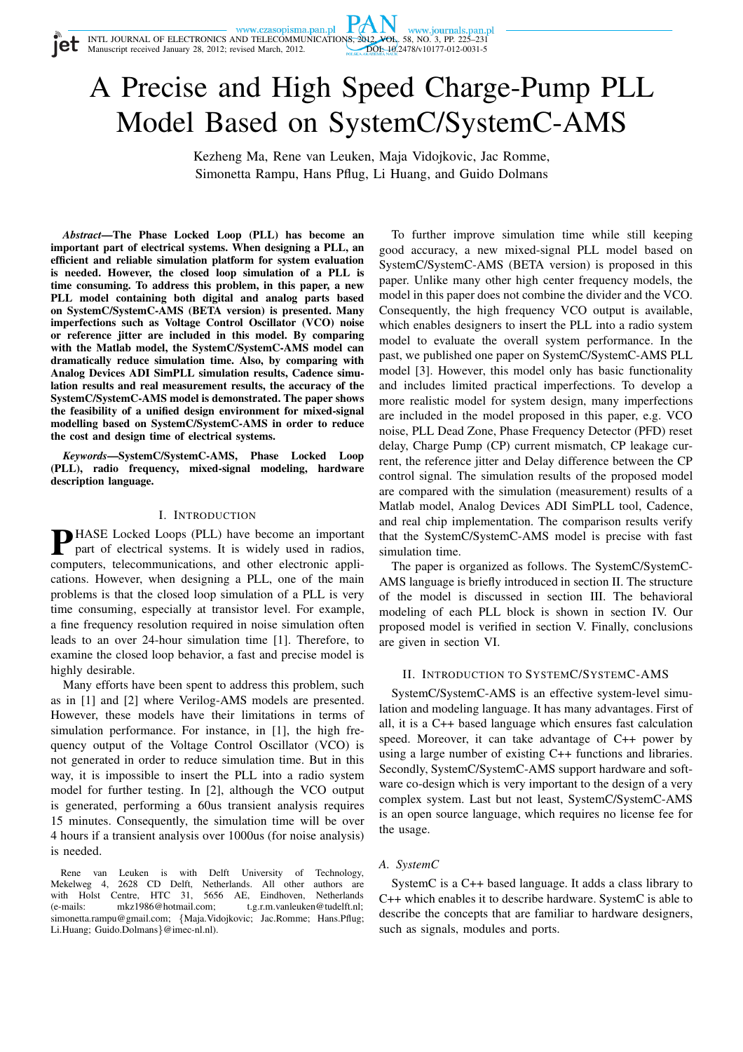# A Precise and High Speed Charge-Pump PLL Model Based on SystemC/SystemC-AMS

Kezheng Ma, Rene van Leuken, Maja Vidojkovic, Jac Romme, Simonetta Rampu, Hans Pflug, Li Huang, and Guido Dolmans

***Abstract*—The Phase Locked Loop (PLL) has become an important part of electrical systems. When designing a PLL, an efficient and reliable simulation platform for system evaluation is needed. However, the closed loop simulation of a PLL is time consuming. To address this problem, in this paper, a new PLL model containing both digital and analog parts based on SystemC/SystemC-AMS (BETA version) is presented. Many imperfections such as Voltage Control Oscillator (VCO) noise or reference jitter are included in this model. By comparing with the Matlab model, the SystemC/SystemC-AMS model can dramatically reduce simulation time. Also, by comparing with Analog Devices ADI SimPLL simulation results, Cadence simulation results and real measurement results, the accuracy of the SystemC/SystemC-AMS model is demonstrated. The paper shows the feasibility of a unified design environment for mixed-signal modelling based on SystemC/SystemC-AMS in order to reduce the cost and design time of electrical systems.**

***Keywords*—SystemC/SystemC-AMS, Phase Locked Loop (PLL), radio frequency, mixed-signal modeling, hardware description language.**

## I. Introduction

Phase Locked Loops (PLL) have become an important part of electrical systems. It is widely used in radios, computers, telecommunications, and other electronic applications. However, when designing a PLL, one of the main problems is that the closed loop simulation of a PLL is very time consuming, especially at transistor level. For example, a fine frequency resolution required in noise simulation often leads to an over 24-hour simulation time [1]. Therefore, to examine the closed loop behavior, a fast and precise model is highly desirable.

Many efforts have been spent to address this problem, such as in [1] and [2] where Verilog-AMS models are presented. However, these models have their limitations in terms of simulation performance. For instance, in [1], the high frequency output of the Voltage Control Oscillator (VCO) is not generated in order to reduce simulation time. But in this way, it is impossible to insert the PLL into a radio system model for further testing. In [2], although the VCO output is generated, performing a 60us transient analysis requires 15 minutes. Consequently, the simulation time will be over 4 hours if a transient analysis over 1000us (for noise analysis) is needed.

Rene van Leuken is with Delft University of Technology, Mekelweg 4, 2628 CD Delft, Netherlands. All other authors are with Holst Centre, HTC 31, 5656 AE, Eindhoven, Netherlands (e-mails: mkz1986@hotmail.com; t.g.r.m.vanleuken@tudelft.nl; simonetta.rampu@gmail.com; {Maja.Vidojkovic; Jac.Romme; Hans.Pflug; Li.Huang; Guido.Dolmans}@imec-nl.nl).

To further improve simulation time while still keeping good accuracy, a new mixed-signal PLL model based on SystemC/SystemC-AMS (BETA version) is proposed in this paper. Unlike many other high center frequency models, the model in this paper does not combine the divider and the VCO. Consequently, the high frequency VCO output is available, which enables designers to insert the PLL into a radio system model to evaluate the overall system performance. In the past, we published one paper on SystemC/SystemC-AMS PLL model [3]. However, this model only has basic functionality and includes limited practical imperfections. To develop a more realistic model for system design, many imperfections are included in the model proposed in this paper, e.g. VCO noise, PLL Dead Zone, Phase Frequency Detector (PFD) reset delay, Charge Pump (CP) current mismatch, CP leakage current, the reference jitter and Delay difference between the CP control signal. The simulation results of the proposed model are compared with the simulation (measurement) results of a Matlab model, Analog Devices ADI SimPLL tool, Cadence, and real chip implementation. The comparison results verify that the SystemC/SystemC-AMS model is precise with fast simulation time.

The paper is organized as follows. The SystemC/SystemC-AMS language is briefly introduced in section II. The structure of the model is discussed in section III. The behavioral modeling of each PLL block is shown in section IV. Our proposed model is verified in section V. Finally, conclusions are given in section VI.

## II. Introduction to SystemC/SystemC-AMS

SystemC/SystemC-AMS is an effective system-level simulation and modeling language. It has many advantages. First of all, it is a C++ based language which ensures fast calculation speed. Moreover, it can take advantage of C++ power by using a large number of existing C++ functions and libraries. Secondly, SystemC/SystemC-AMS support hardware and software co-design which is very important to the design of a very complex system. Last but not least, SystemC/SystemC-AMS is an open source language, which requires no license fee for the usage.

### A. SystemC

SystemC is a C++ based language. It adds a class library to C++ which enables it to describe hardware. SystemC is able to describe the concepts that are familiar to hardware designers, such as signals, modules and ports.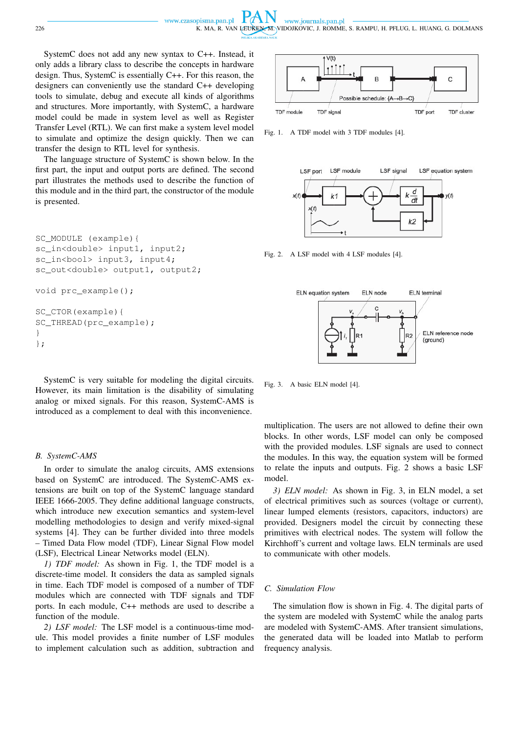SystemC does not add any new syntax to C++. Instead, it only adds a library class to describe the concepts in hardware design. Thus, SystemC is essentially C++. For this reason, the designers can conveniently use the standard C++ developing tools to simulate, debug and execute all kinds of algorithms and structures. More importantly, with SystemC, a hardware model could be made in system level as well as Register Transfer Level (RTL). We can first make a system level model to simulate and optimize the design quickly. Then we can transfer the design to RTL level for synthesis.

The language structure of SystemC is shown below. In the first part, the input and output ports are defined. The second part illustrates the methods used to describe the function of this module and in the third part, the constructor of the module is presented.

```
SC_MODULE (example){
sc_in<double> input1, input2;
sc_in<bool> input3, input4;
sc_out<double> output1, output2;

void prc_example();

SC_CTOR(example){
SC_THREAD(prc_example);
}
};
```

SystemC is very suitable for modeling the digital circuits. However, its main limitation is the disability of simulating analog or mixed signals. For this reason, SystemC-AMS is introduced as a complement to deal with this inconvenience.

### B. SystemC-AMS

In order to simulate the analog circuits, AMS extensions based on SystemC are introduced. The SystemC-AMS extensions are built on top of the SystemC language standard IEEE 1666-2005. They define additional language constructs, which introduce new execution semantics and system-level modelling methodologies to design and verify mixed-signal systems [4]. They can be further divided into three models – Timed Data Flow model (TDF), Linear Signal Flow model (LSF), Electrical Linear Networks model (ELN).

*1) TDF model:* As shown in Fig. 1, the TDF model is a discrete-time model. It considers the data as sampled signals in time. Each TDF model is composed of a number of TDF modules which are connected with TDF signals and TDF ports. In each module, C++ methods are used to describe a function of the module.

*2) LSF model:* The LSF model is a continuous-time module. This model provides a finite number of LSF modules to implement calculation such as addition, subtraction and multiplication. The users are not allowed to define their own blocks. In other words, LSF model can only be composed with the provided modules. LSF signals are used to connect the modules. In this way, the equation system will be formed to relate the inputs and outputs. Fig. 2 shows a basic LSF model.

Fig. 1. A TDF model with 3 TDF modules [4].

Fig. 2. A LSF model with 4 LSF modules [4].

Fig. 3. A basic ELN model [4].

*3) ELN model:* As shown in Fig. 3, in ELN model, a set of electrical primitives such as sources (voltage or current), linear lumped elements (resistors, capacitors, inductors) are provided. Designers model the circuit by connecting these primitives with electrical nodes. The system will follow the Kirchhoff's current and voltage laws. ELN terminals are used to communicate with other models.

### C. Simulation Flow

The simulation flow is shown in Fig. 4. The digital parts of the system are modeled with SystemC while the analog parts are modeled with SystemC-AMS. After transient simulations, the generated data will be loaded into Matlab to perform frequency analysis.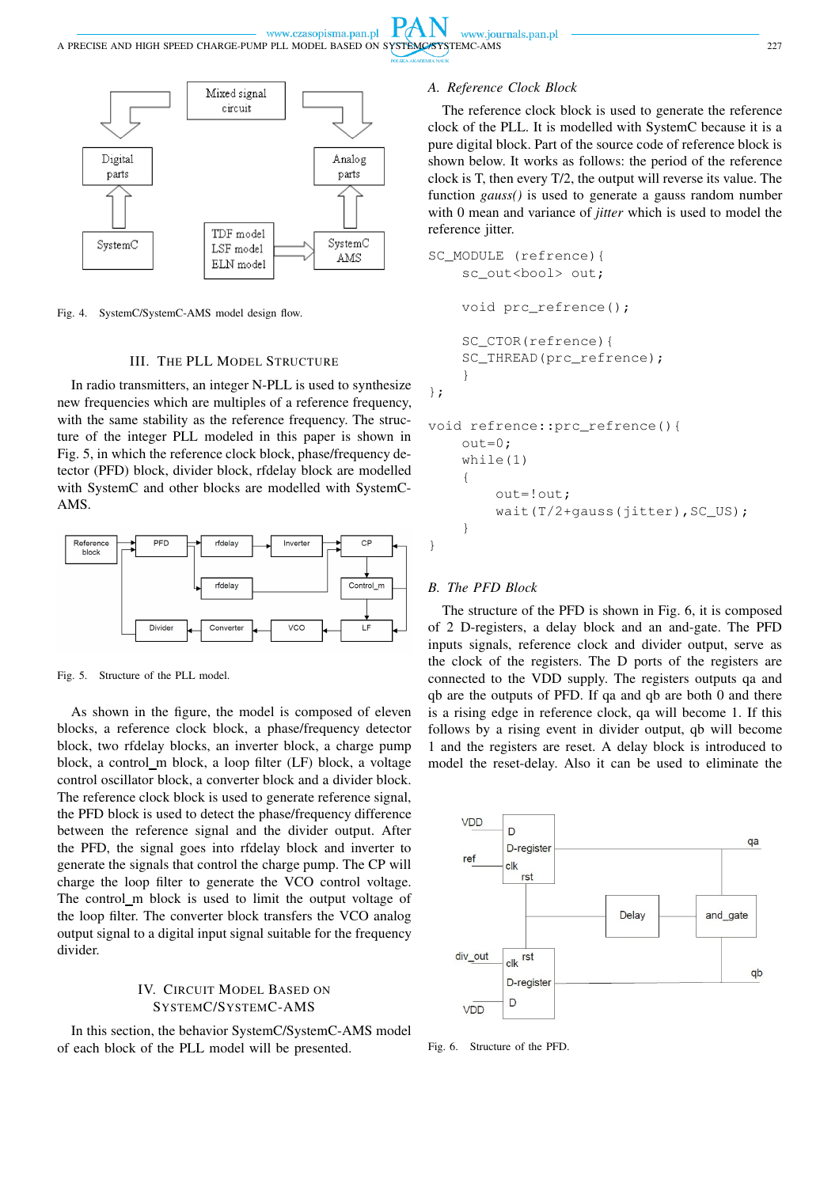Fig. 4. SystemC/SystemC-AMS model design flow.

## III. The PLL Model Structure

In radio transmitters, an integer N-PLL is used to synthesize new frequencies which are multiples of a reference frequency, with the same stability as the reference frequency. The structure of the integer PLL modeled in this paper is shown in Fig. 5, in which the reference clock block, phase/frequency detector (PFD) block, divider block, rfdelay block are modelled with SystemC and other blocks are modelled with SystemC-AMS.

Fig. 5. Structure of the PLL model.

As shown in the figure, the model is composed of eleven blocks, a reference clock block, a phase/frequency detector block, two rfdelay blocks, an inverter block, a charge pump block, a control_m block, a loop filter (LF) block, a voltage control oscillator block, a converter block and a divider block. The reference clock block is used to generate reference signal, the PFD block is used to detect the phase/frequency difference between the reference signal and the divider output. After the PFD, the signal goes into rfdelay block and inverter to generate the signals that control the charge pump. The CP will charge the loop filter to generate the VCO control voltage. The control_m block is used to limit the output voltage of the loop filter. The converter block transfers the VCO analog output signal to a digital input signal suitable for the frequency divider.

## IV. Circuit Model Based on SystemC/SystemC-AMS

In this section, the behavior SystemC/SystemC-AMS model of each block of the PLL model will be presented.

### A. Reference Clock Block

The reference clock block is used to generate the reference clock of the PLL. It is modelled with SystemC because it is a pure digital block. Part of the source code of reference block is shown below. It works as follows: the period of the reference clock is T, then every T/2, the output will reverse its value. The function *gauss()* is used to generate a gauss random number with 0 mean and variance of *jitter* which is used to model the reference jitter.

```
SC_MODULE (refrence){
    sc_out<bool> out;

    void prc_refrence();

    SC_CTOR(refrence){
    SC_THREAD(prc_refrence);
    }
};

void refrence::prc_refrence(){
    out=0;
    while(1)
    {
        out=!out;
        wait(T/2+gauss(jitter),SC_US);
    }
}
```

### B. The PFD Block

The structure of the PFD is shown in Fig. 6, it is composed of 2 D-registers, a delay block and an and-gate. The PFD inputs signals, reference clock and divider output, serve as the clock of the registers. The D ports of the registers are connected to the VDD supply. The registers outputs qa and qb are the outputs of PFD. If qa and qb are both 0 and there is a rising edge in reference clock, qa will become 1. If this follows by a rising event in divider output, qb will become 1 and the registers are reset. A delay block is introduced to model the reset-delay. Also it can be used to eliminate the

Fig. 6. Structure of the PFD.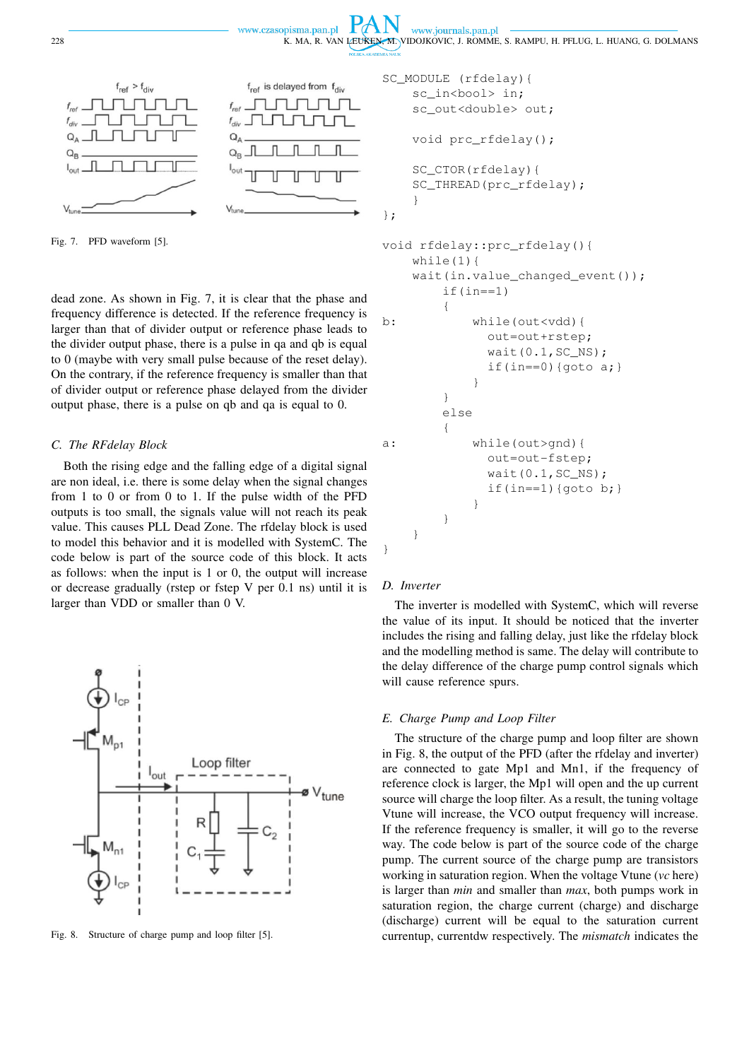Fig. 7. PFD waveform [5].

dead zone. As shown in Fig. 7, it is clear that the phase and frequency difference is detected. If the reference frequency is larger than that of divider output or reference phase leads to the divider output phase, there is a pulse in qa and qb is equal to 0 (maybe with very small pulse because of the reset delay). On the contrary, if the reference frequency is smaller than that of divider output or reference phase delayed from the divider output phase, there is a pulse on qb and qa is equal to 0.

### C. The RFdelay Block

Both the rising edge and the falling edge of a digital signal are non ideal, i.e. there is some delay when the signal changes from 1 to 0 or from 0 to 1. If the pulse width of the PFD outputs is too small, the signals value will not reach its peak value. This causes PLL Dead Zone. The rfdelay block is used to model this behavior and it is modelled with SystemC. The code below is part of the source code of this block. It acts as follows: when the input is 1 or 0, the output will increase or decrease gradually (rstep or fstep V per 0.1 ns) until it is larger than VDD or smaller than 0 V.

Fig. 8. Structure of charge pump and loop filter [5].

```
SC_MODULE (rfdelay){
    sc_in<bool> in;
    sc_out<double> out;

    void prc_rfdelay();

    SC_CTOR(rfdelay){
    SC_THREAD(prc_rfdelay);
    }
};

void rfdelay::prc_rfdelay(){
    while(1){
    wait(in.value_changed_event());
        if(in==1)
        {
b:          while(out<vdd){
              out=out+rstep;
              wait(0.1,SC_NS);
              if(in==0){goto a;}
            }
        }
        else
        {
a:          while(out>gnd){
              out=out-fstep;
              wait(0.1,SC_NS);
              if(in==1){goto b;}
            }
        }
    }
}
```

### D. Inverter

The inverter is modelled with SystemC, which will reverse the value of its input. It should be noticed that the inverter includes the rising and falling delay, just like the rfdelay block and the modelling method is same. The delay will contribute to the delay difference of the charge pump control signals which will cause reference spurs.

### E. Charge Pump and Loop Filter

The structure of the charge pump and loop filter are shown in Fig. 8, the output of the PFD (after the rfdelay and inverter) are connected to gate Mp1 and Mn1, if the frequency of reference clock is larger, the Mp1 will open and the up current source will charge the loop filter. As a result, the tuning voltage Vtune will increase, the VCO output frequency will increase. If the reference frequency is smaller, it will go to the reverse way. The code below is part of the source code of the charge pump. The current source of the charge pump are transistors working in saturation region. When the voltage Vtune (*vc* here) is larger than *min* and smaller than *max*, both pumps work in saturation region, the charge current (charge) and discharge (discharge) current will be equal to the saturation current currentup, currentdw respectively. The *mismatch* indicates the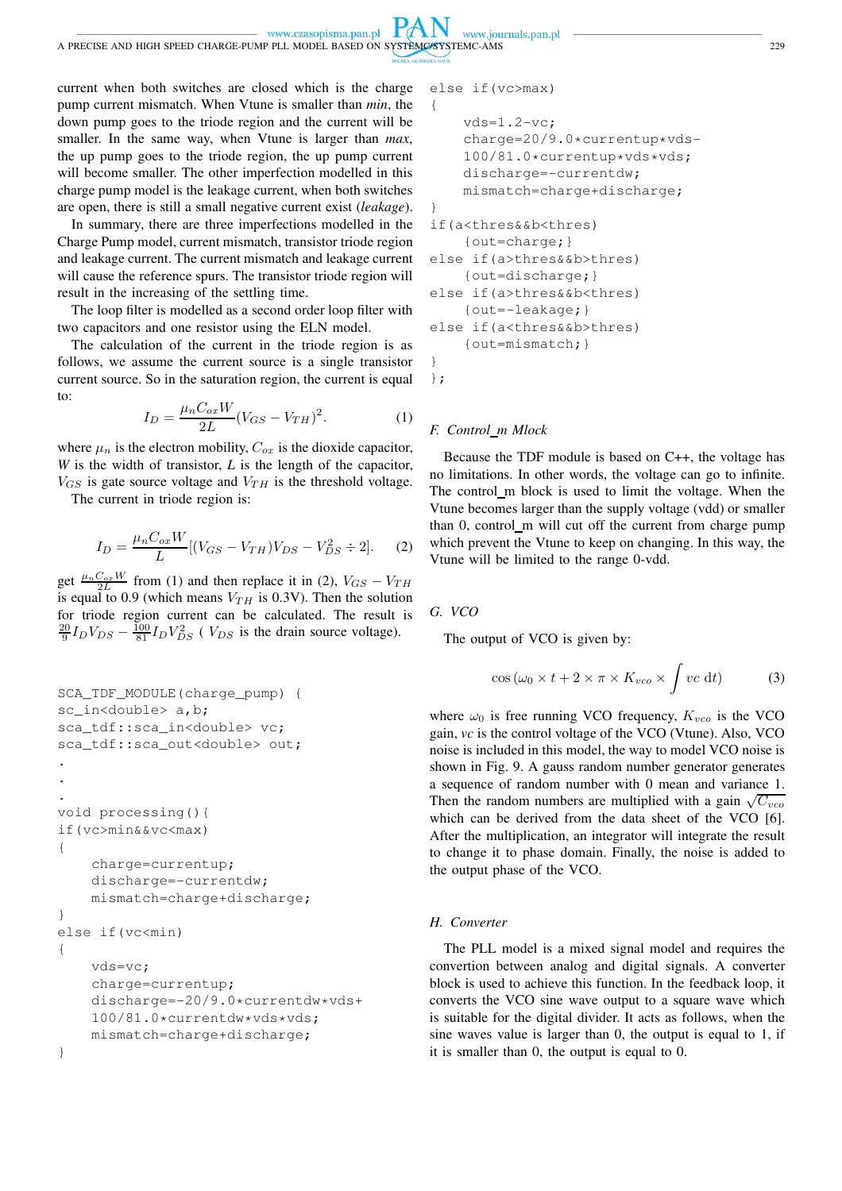current when both switches are closed which is the charge pump current mismatch. When Vtune is smaller than *min*, the down pump goes to the triode region and the current will be smaller. In the same way, when Vtune is larger than *max*, the up pump goes to the triode region, the up pump current will become smaller. The other imperfection modelled in this charge pump model is the leakage current, when both switches are open, there is still a small negative current exist (*leakage*).

In summary, there are three imperfections modelled in the Charge Pump model, current mismatch, transistor triode region and leakage current. The current mismatch and leakage current will cause the reference spurs. The transistor triode region will result in the increasing of the settling time.

The loop filter is modelled as a second order loop filter with two capacitors and one resistor using the ELN model.

The calculation of the current in the triode region is as follows, we assume the current source is a single transistor current source. So in the saturation region, the current is equal to:

$$I_D = \frac{\mu_n C_{ox} W}{2L}(V_{GS} - V_{TH})^2. \tag{1}$$

where $\mu_n$ is the electron mobility, $C_{ox}$ is the dioxide capacitor, $W$ is the width of transistor, $L$ is the length of the capacitor, $V_{GS}$ is gate source voltage and $V_{TH}$ is the threshold voltage.

The current in triode region is:

$$I_D = \frac{\mu_n C_{ox} W}{L}[(V_{GS} - V_{TH})V_{DS} - V_{DS}^2 \div 2]. \tag{2}$$

get $\frac{\mu_n C_{ox} W}{2L}$ from (1) and then replace it in (2), $V_{GS} - V_{TH}$ is equal to 0.9 (which means $V_{TH}$ is 0.3V). Then the solution for triode region current can be calculated. The result is $\frac{20}{9} I_D V_{DS} - \frac{100}{81} I_D V_{DS}^2$ ( $V_{DS}$ is the drain source voltage).

```
SCA_TDF_MODULE(charge_pump) {
sc_in<double> a,b;
sca_tdf::sca_in<double> vc;
sca_tdf::sca_out<double> out;
.
.
.
void processing(){
if(vc>min&&vc<max)
{
    charge=currentup;
    discharge=-currentdw;
    mismatch=charge+discharge;
}
else if(vc<min)
{
    vds=vc;
    charge=currentup;
    discharge=-20/9.0*currentdw*vds+
    100/81.0*currentdw*vds*vds;
    mismatch=charge+discharge;
}
else if(vc>max)
{
    vds=1.2-vc;
    charge=20/9.0*currentup*vds-
    100/81.0*currentup*vds*vds;
    discharge=-currentdw;
    mismatch=charge+discharge;
}
if(a<thres&&b<thres)
    {out=charge;}
else if(a>thres&&b>thres)
    {out=discharge;}
else if(a>thres&&b<thres)
    {out=-leakage;}
else if(a<thres&&b>thres)
    {out=mismatch;}
}
};
```

### F. Control_m Mlock

Because the TDF module is based on C++, the voltage has no limitations. In other words, the voltage can go to infinite. The control_m block is used to limit the voltage. When the Vtune becomes larger than the supply voltage (vdd) or smaller than 0, control_m will cut off the current from charge pump which prevent the Vtune to keep on changing. In this way, the Vtune will be limited to the range 0-vdd.

### G. VCO

The output of VCO is given by:

$$\cos(\omega_0 \times t + 2 \times \pi \times K_{vco} \times \int vc \, \mathrm{d}t) \tag{3}$$

where $\omega_0$ is free running VCO frequency, $K_{vco}$ is the VCO gain, *vc* is the control voltage of the VCO (Vtune). Also, VCO noise is included in this model, the way to model VCO noise is shown in Fig. 9. A gauss random number generator generates a sequence of random number with 0 mean and variance 1. Then the random numbers are multiplied with a gain $\sqrt{C_{vco}}$ which can be derived from the data sheet of the VCO [6]. After the multiplication, an integrator will integrate the result to change it to phase domain. Finally, the noise is added to the output phase of the VCO.

### H. Converter

The PLL model is a mixed signal model and requires the convertion between analog and digital signals. A converter block is used to achieve this function. In the feedback loop, it converts the VCO sine wave output to a square wave which is suitable for the digital divider. It acts as follows, when the sine waves value is larger than 0, the output is equal to 1, if it is smaller than 0, the output is equal to 0.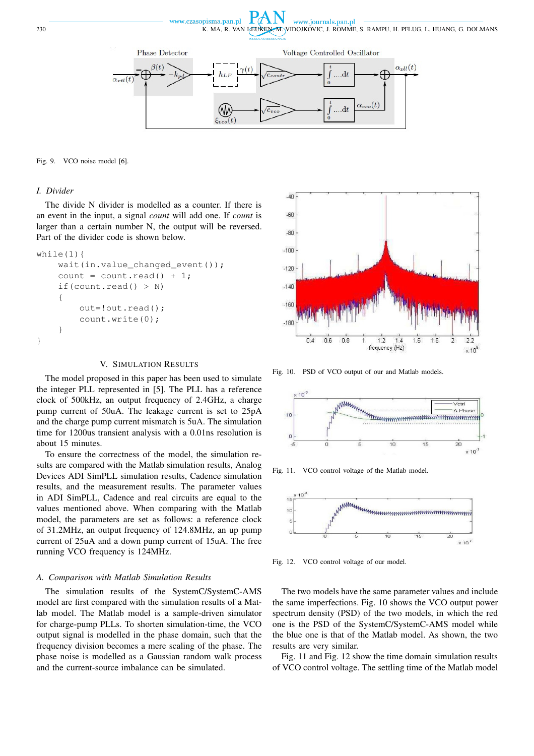Fig. 9. VCO noise model [6].

### I. Divider

The divide N divider is modelled as a counter. If there is an event in the input, a signal *count* will add one. If *count* is larger than a certain number N, the output will be reversed. Part of the divider code is shown below.

```
while(1){
    wait(in.value_changed_event());
    count = count.read() + 1;
    if(count.read() > N)
    {
        out=!out.read();
        count.write(0);
    }
}
```

## V. Simulation Results

The model proposed in this paper has been used to simulate the integer PLL represented in [5]. The PLL has a reference clock of 500kHz, an output frequency of 2.4GHz, a charge pump current of 50uA. The leakage current is set to 25pA and the charge pump current mismatch is 5uA. The simulation time for 1200us transient analysis with a 0.01ns resolution is about 15 minutes.

To ensure the correctness of the model, the simulation results are compared with the Matlab simulation results, Analog Devices ADI SimPLL simulation results, Cadence simulation results, and the measurement results. The parameter values in ADI SimPLL, Cadence and real circuits are equal to the values mentioned above. When comparing with the Matlab model, the parameters are set as follows: a reference clock of 31.2MHz, an output frequency of 124.8MHz, an up pump current of 25uA and a down pump current of 15uA. The free running VCO frequency is 124MHz.

### A. Comparison with Matlab Simulation Results

The simulation results of the SystemC/SystemC-AMS model are first compared with the simulation results of a Matlab model. The Matlab model is a sample-driven simulator for charge-pump PLLs. To shorten simulation-time, the VCO output signal is modelled in the phase domain, such that the frequency division becomes a mere scaling of the phase. The phase noise is modelled as a Gaussian random walk process and the current-source imbalance can be simulated.

Fig. 10. PSD of VCO output of our and Matlab models.

Fig. 11. VCO control voltage of the Matlab model.

Fig. 12. VCO control voltage of our model.

The two models have the same parameter values and include the same imperfections. Fig. 10 shows the VCO output power spectrum density (PSD) of the two models, in which the red one is the PSD of the SystemC/SystemC-AMS model while the blue one is that of the Matlab model. As shown, the two results are very similar.

Fig. 11 and Fig. 12 show the time domain simulation results of VCO control voltage. The settling time of the Matlab model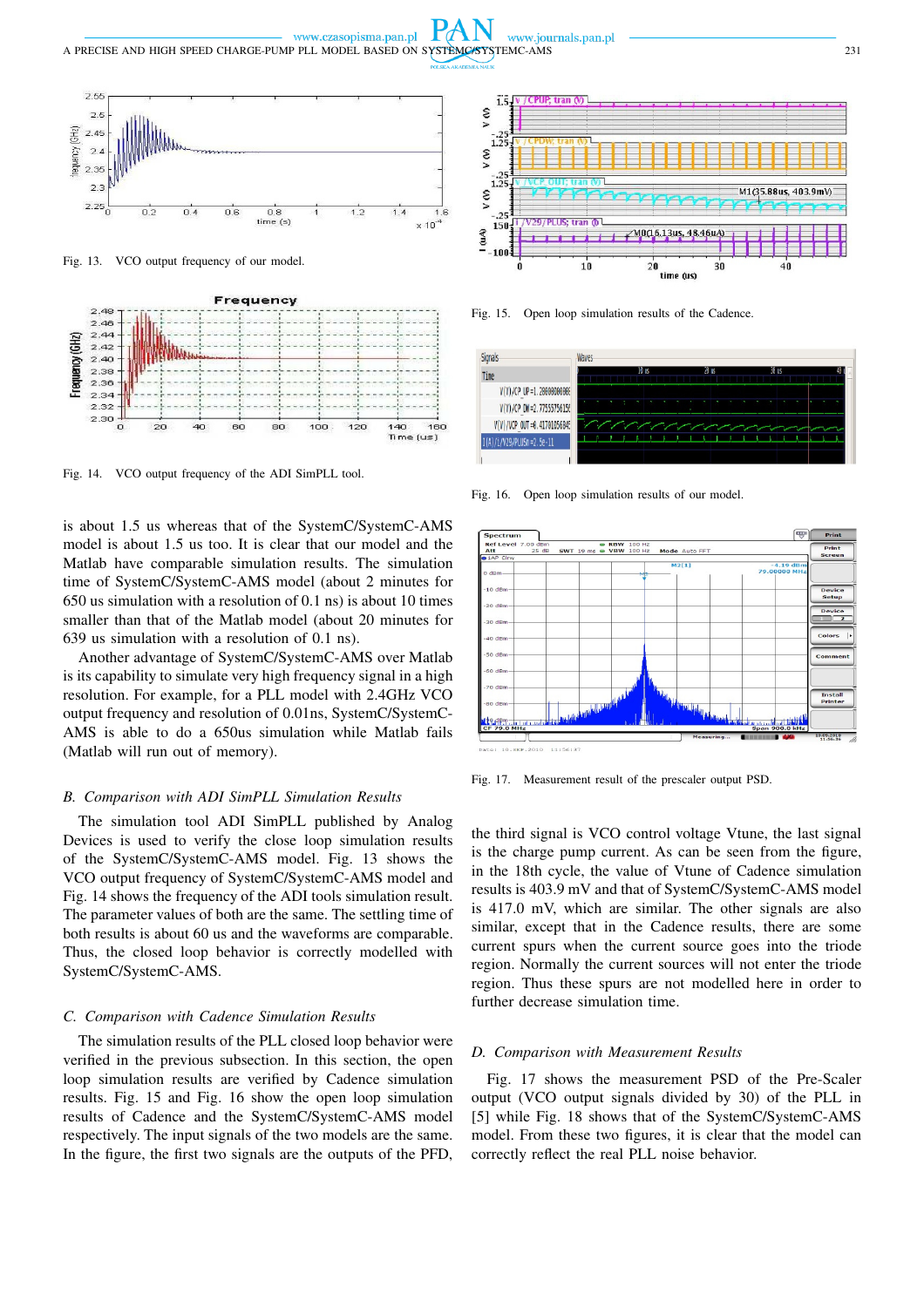Fig. 13. VCO output frequency of our model.

Fig. 14. VCO output frequency of the ADI SimPLL tool.

is about 1.5 us whereas that of the SystemC/SystemC-AMS model is about 1.5 us too. It is clear that our model and the Matlab have comparable simulation results. The simulation time of SystemC/SystemC-AMS model (about 2 minutes for 650 us simulation with a resolution of 0.1 ns) is about 10 times smaller than that of the Matlab model (about 20 minutes for 639 us simulation with a resolution of 0.1 ns).

Another advantage of SystemC/SystemC-AMS over Matlab is its capability to simulate very high frequency signal in a high resolution. For example, for a PLL model with 2.4GHz VCO output frequency and resolution of 0.01ns, SystemC/SystemC-AMS is able to do a 650us simulation while Matlab fails (Matlab will run out of memory).

### B. Comparison with ADI SimPLL Simulation Results

The simulation tool ADI SimPLL published by Analog Devices is used to verify the close loop simulation results of the SystemC/SystemC-AMS model. Fig. 13 shows the VCO output frequency of SystemC/SystemC-AMS model and Fig. 14 shows the frequency of the ADI tools simulation result. The parameter values of both are the same. The settling time of both results is about 60 us and the waveforms are comparable. Thus, the closed loop behavior is correctly modelled with SystemC/SystemC-AMS.

### C. Comparison with Cadence Simulation Results

The simulation results of the PLL closed loop behavior were verified in the previous subsection. In this section, the open loop simulation results are verified by Cadence simulation results. Fig. 15 and Fig. 16 show the open loop simulation results of Cadence and the SystemC/SystemC-AMS model respectively. The input signals of the two models are the same. In the figure, the first two signals are the outputs of the PFD,

Fig. 15. Open loop simulation results of the Cadence.

Fig. 16. Open loop simulation results of our model.

Fig. 17. Measurement result of the prescaler output PSD.

the third signal is VCO control voltage Vtune, the last signal is the charge pump current. As can be seen from the figure, in the 18th cycle, the value of Vtune of Cadence simulation results is 403.9 mV and that of SystemC/SystemC-AMS model is 417.0 mV, which are similar. The other signals are also similar, except that in the Cadence results, there are some current spurs when the current source goes into the triode region. Normally the current sources will not enter the triode region. Thus these spurs are not modelled here in order to further decrease simulation time.

### D. Comparison with Measurement Results

Fig. 17 shows the measurement PSD of the Pre-Scaler output (VCO output signals divided by 30) of the PLL in [5] while Fig. 18 shows that of the SystemC/SystemC-AMS model. From these two figures, it is clear that the model can correctly reflect the real PLL noise behavior.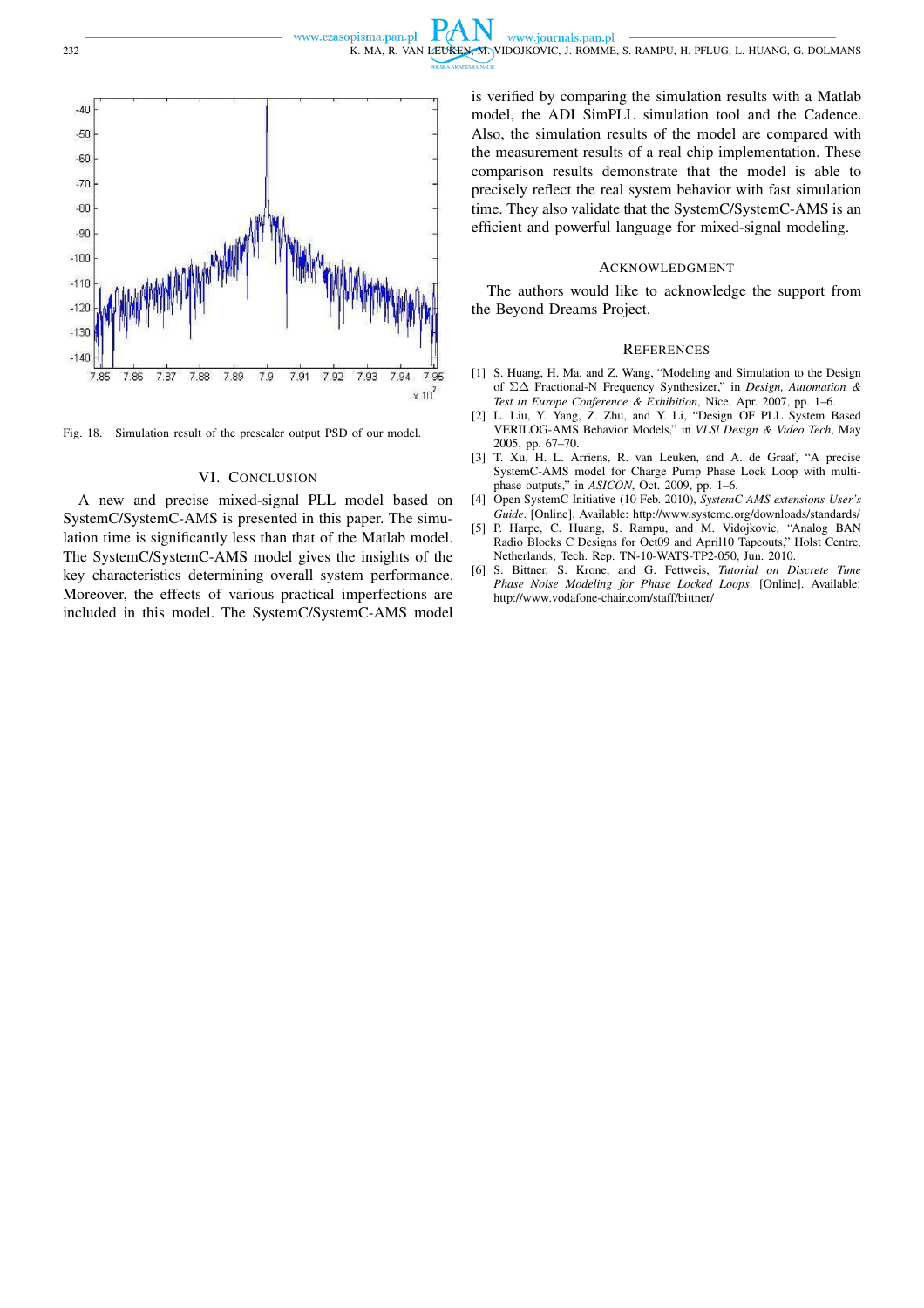-40
-50
-60
-70
-80
-90
-100
-110
-120
-130
-140

7.85 7.86 7.87 7.88 7.89 7.9 7.91 7.92 7.93 7.94 7.95
x 10^7

Fig. 18. Simulation result of the prescaler output PSD of our model.

## VI. Conclusion

A new and precise mixed-signal PLL model based on SystemC/SystemC-AMS is presented in this paper. The simulation time is significantly less than that of the Matlab model. The SystemC/SystemC-AMS model gives the insights of the key characteristics determining overall system performance. Moreover, the effects of various practical imperfections are included in this model. The SystemC/SystemC-AMS model is verified by comparing the simulation results with a Matlab model, the ADI SimPLL simulation tool and the Cadence. Also, the simulation results of the model are compared with the measurement results of a real chip implementation. These comparison results demonstrate that the model is able to precisely reflect the real system behavior with fast simulation time. They also validate that the SystemC/SystemC-AMS is an efficient and powerful language for mixed-signal modeling.

## Acknowledgment

The authors would like to acknowledge the support from the Beyond Dreams Project.

## References

[1] S. Huang, H. Ma, and Z. Wang, "Modeling and Simulation to the Design of $\Sigma\Delta$ Fractional-N Frequency Synthesizer," in *Design, Automation & Test in Europe Conference & Exhibition*, Nice, Apr. 2007, pp. 1–6.

[2] L. Liu, Y. Yang, Z. Zhu, and Y. Li, "Design OF PLL System Based VERILOG-AMS Behavior Models," in *VLSI Design & Video Tech*, May 2005, pp. 67–70.

[3] T. Xu, H. L. Arriens, R. van Leuken, and A. de Graaf, "A precise SystemC-AMS model for Charge Pump Phase Lock Loop with multi-phase outputs," in *ASICON*, Oct. 2009, pp. 1–6.

[4] Open SystemC Initiative (10 Feb. 2010), *SystemC AMS extensions User's Guide*. [Online]. Available: http://www.systemc.org/downloads/standards/

[5] P. Harpe, C. Huang, S. Rampu, and M. Vidojkovic, "Analog BAN Radio Blocks C Designs for Oct09 and April10 Tapeouts," Holst Centre, Netherlands, Tech. Rep. TN-10-WATS-TP2-050, Jun. 2010.

[6] S. Bittner, S. Krone, and G. Fettweis, *Tutorial on Discrete Time Phase Noise Modeling for Phase Locked Loops*. [Online]. Available: http://www.vodafone-chair.com/staff/bittner/